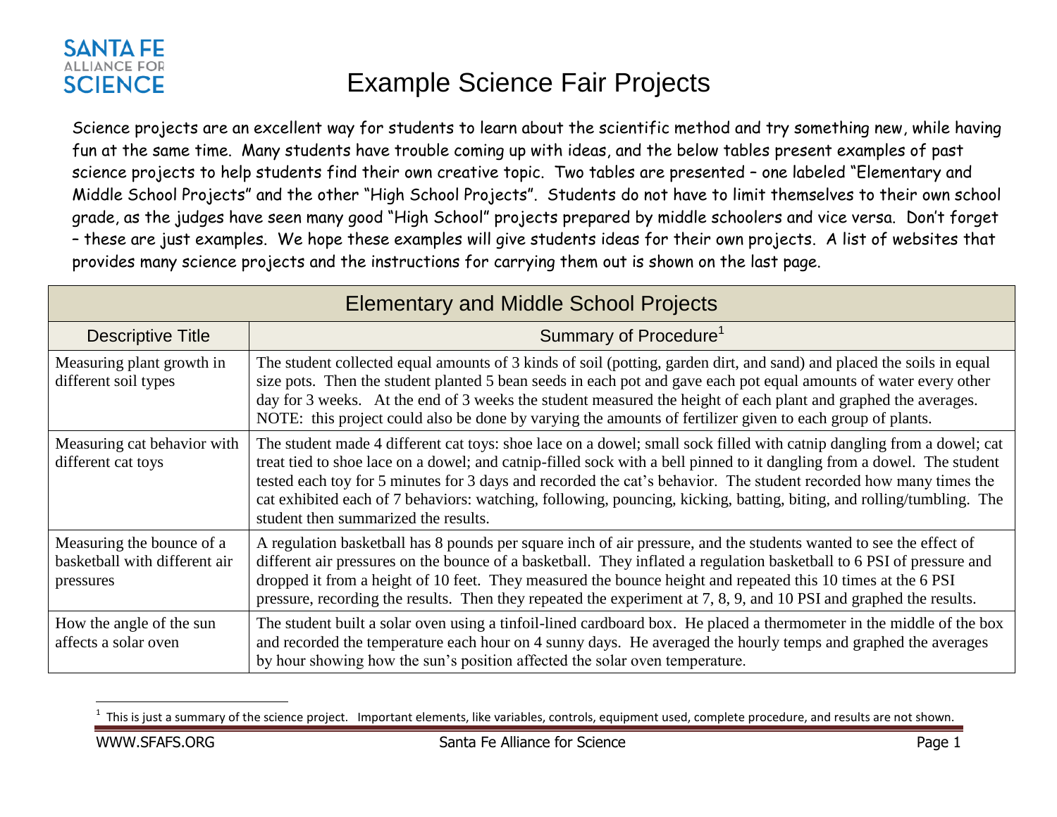# Example Science Fair Projects

Science projects are an excellent way for students to learn about the scientific method and try something new, while having fun at the same time. Many students have trouble coming up with ideas, and the below tables present examples of past science projects to help students find their own creative topic. Two tables are presented – one labeled "Elementary and Middle School Projects" and the other "High School Projects". Students do not have to limit themselves to their own school grade, as the judges have seen many good "High School" projects prepared by middle schoolers and vice versa. Don't forget – these are just examples. We hope these examples will give students ideas for their own projects. A list of websites that provides many science projects and the instructions for carrying them out is shown on the last page.

## Elementary and Middle School Projects

| Descriptive Title | Summary of Procedure[1] |
|---|---|
| Measuring plant growth in different soil types | The student collected equal amounts of 3 kinds of soil (potting, garden dirt, and sand) and placed the soils in equal size pots. Then the student planted 5 bean seeds in each pot and gave each pot equal amounts of water every other day for 3 weeks. At the end of 3 weeks the student measured the height of each plant and graphed the averages. NOTE: this project could also be done by varying the amounts of fertilizer given to each group of plants. |
| Measuring cat behavior with different cat toys | The student made 4 different cat toys: shoe lace on a dowel; small sock filled with catnip dangling from a dowel; cat treat tied to shoe lace on a dowel; and catnip-filled sock with a bell pinned to it dangling from a dowel. The student tested each toy for 5 minutes for 3 days and recorded the cat's behavior. The student recorded how many times the cat exhibited each of 7 behaviors: watching, following, pouncing, kicking, batting, biting, and rolling/tumbling. The student then summarized the results. |
| Measuring the bounce of a basketball with different air pressures | A regulation basketball has 8 pounds per square inch of air pressure, and the students wanted to see the effect of different air pressures on the bounce of a basketball. They inflated a regulation basketball to 6 PSI of pressure and dropped it from a height of 10 feet. They measured the bounce height and repeated this 10 times at the 6 PSI pressure, recording the results. Then they repeated the experiment at 7, 8, 9, and 10 PSI and graphed the results. |
| How the angle of the sun affects a solar oven | The student built a solar oven using a tinfoil-lined cardboard box. He placed a thermometer in the middle of the box and recorded the temperature each hour on 4 sunny days. He averaged the hourly temps and graphed the averages by hour showing how the sun's position affected the solar oven temperature. |

[1] This is just a summary of the science project. Important elements, like variables, controls, equipment used, complete procedure, and results are not shown.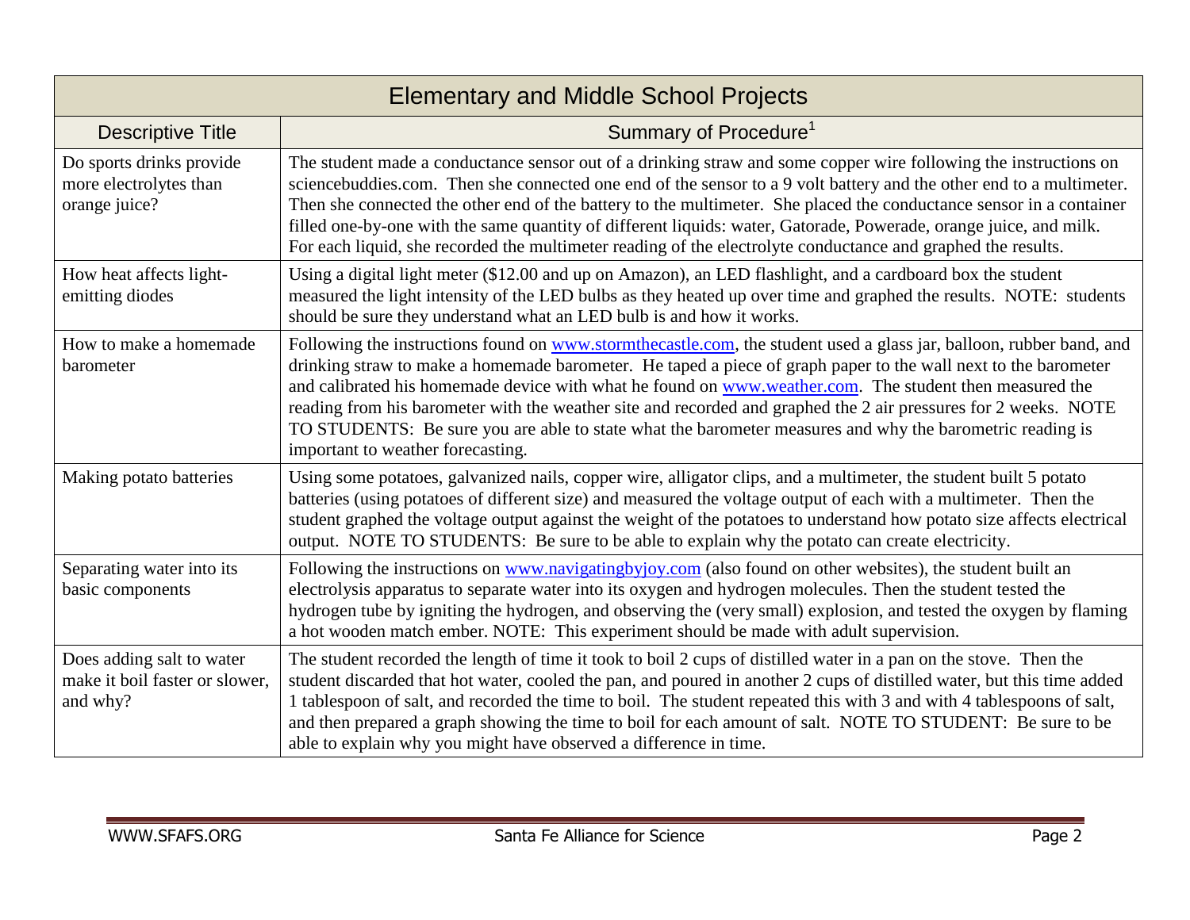| Elementary and Middle School Projects | |
|---|---|
| Descriptive Title | Summary of Procedure[1] |
| Do sports drinks provide more electrolytes than orange juice? | The student made a conductance sensor out of a drinking straw and some copper wire following the instructions on sciencebuddies.com. Then she connected one end of the sensor to a 9 volt battery and the other end to a multimeter. Then she connected the other end of the battery to the multimeter. She placed the conductance sensor in a container filled one-by-one with the same quantity of different liquids: water, Gatorade, Powerade, orange juice, and milk. For each liquid, she recorded the multimeter reading of the electrolyte conductance and graphed the results. |
| How heat affects light-emitting diodes | Using a digital light meter ($12.00 and up on Amazon), an LED flashlight, and a cardboard box the student measured the light intensity of the LED bulbs as they heated up over time and graphed the results. NOTE: students should be sure they understand what an LED bulb is and how it works. |
| How to make a homemade barometer | Following the instructions found on www.stormthecastle.com, the student used a glass jar, balloon, rubber band, and drinking straw to make a homemade barometer. He taped a piece of graph paper to the wall next to the barometer and calibrated his homemade device with what he found on www.weather.com. The student then measured the reading from his barometer with the weather site and recorded and graphed the 2 air pressures for 2 weeks. NOTE TO STUDENTS: Be sure you are able to state what the barometer measures and why the barometric reading is important to weather forecasting. |
| Making potato batteries | Using some potatoes, galvanized nails, copper wire, alligator clips, and a multimeter, the student built 5 potato batteries (using potatoes of different size) and measured the voltage output of each with a multimeter. Then the student graphed the voltage output against the weight of the potatoes to understand how potato size affects electrical output. NOTE TO STUDENTS: Be sure to be able to explain why the potato can create electricity. |
| Separating water into its basic components | Following the instructions on www.navigatingbyjoy.com (also found on other websites), the student built an electrolysis apparatus to separate water into its oxygen and hydrogen molecules. Then the student tested the hydrogen tube by igniting the hydrogen, and observing the (very small) explosion, and tested the oxygen by flaming a hot wooden match ember. NOTE: This experiment should be made with adult supervision. |
| Does adding salt to water make it boil faster or slower, and why? | The student recorded the length of time it took to boil 2 cups of distilled water in a pan on the stove. Then the student discarded that hot water, cooled the pan, and poured in another 2 cups of distilled water, but this time added 1 tablespoon of salt, and recorded the time to boil. The student repeated this with 3 and with 4 tablespoons of salt, and then prepared a graph showing the time to boil for each amount of salt. NOTE TO STUDENT: Be sure to be able to explain why you might have observed a difference in time. |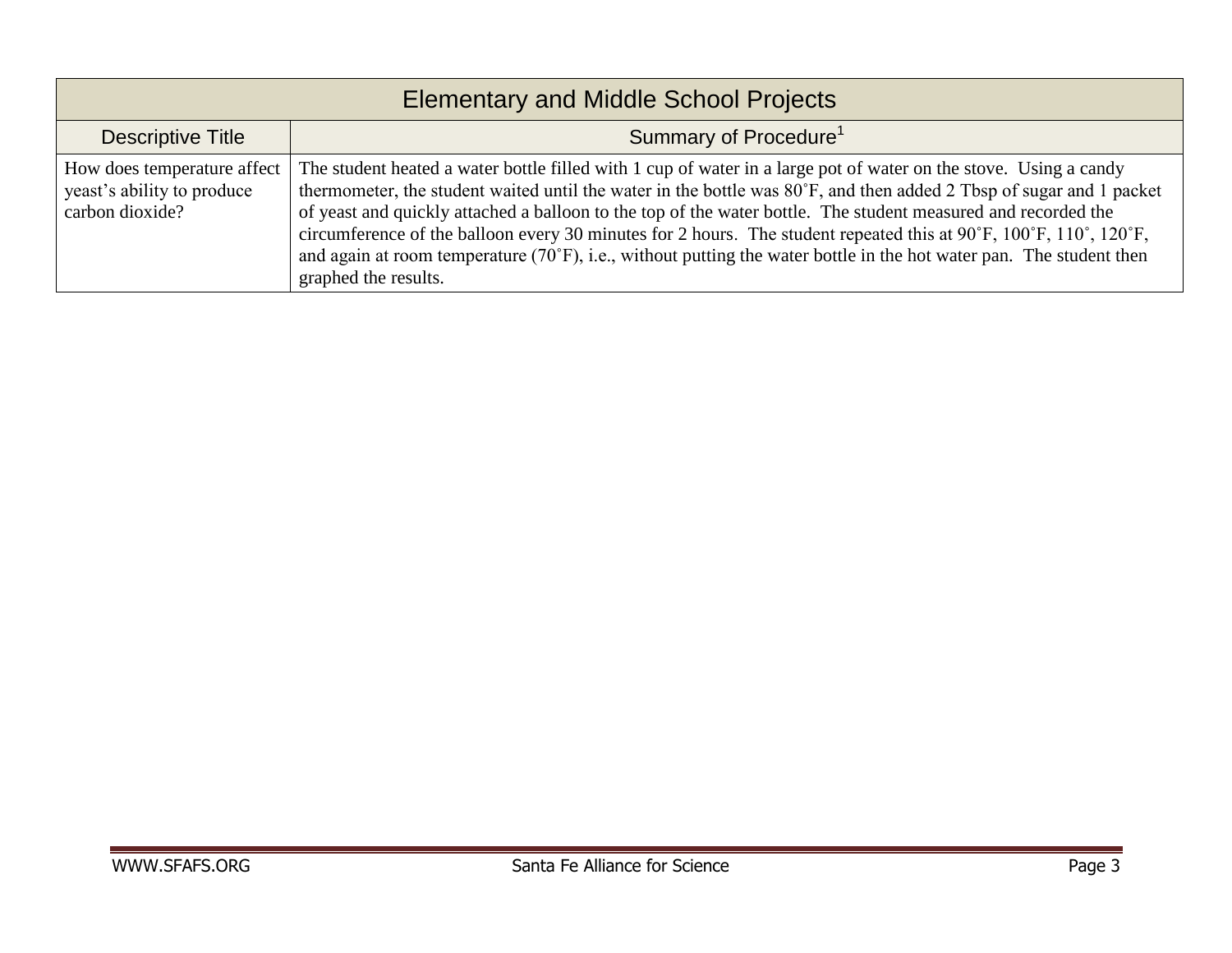| Elementary and Middle School Projects | |
|---|---|
| Descriptive Title | Summary of Procedure[1] |
| How does temperature affect yeast's ability to produce carbon dioxide? | The student heated a water bottle filled with 1 cup of water in a large pot of water on the stove. Using a candy thermometer, the student waited until the water in the bottle was 80˚F, and then added 2 Tbsp of sugar and 1 packet of yeast and quickly attached a balloon to the top of the water bottle. The student measured and recorded the circumference of the balloon every 30 minutes for 2 hours. The student repeated this at 90˚F, 100˚F, 110˚, 120˚F, and again at room temperature (70˚F), i.e., without putting the water bottle in the hot water pan. The student then graphed the results. |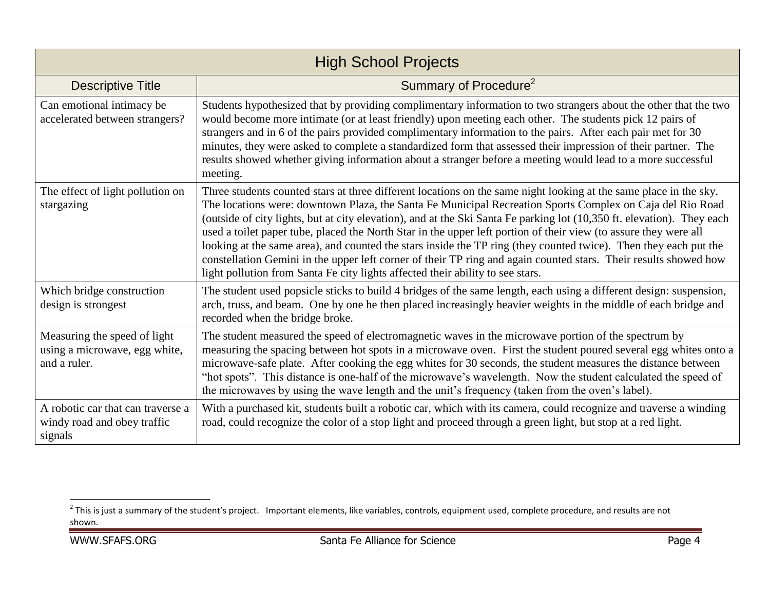| High School Projects | |
|---|---|
| Descriptive Title | Summary of Procedure[2] |
| Can emotional intimacy be accelerated between strangers? | Students hypothesized that by providing complimentary information to two strangers about the other that the two would become more intimate (or at least friendly) upon meeting each other. The students pick 12 pairs of strangers and in 6 of the pairs provided complimentary information to the pairs. After each pair met for 30 minutes, they were asked to complete a standardized form that assessed their impression of their partner. The results showed whether giving information about a stranger before a meeting would lead to a more successful meeting. |
| The effect of light pollution on stargazing | Three students counted stars at three different locations on the same night looking at the same place in the sky. The locations were: downtown Plaza, the Santa Fe Municipal Recreation Sports Complex on Caja del Rio Road (outside of city lights, but at city elevation), and at the Ski Santa Fe parking lot (10,350 ft. elevation). They each used a toilet paper tube, placed the North Star in the upper left portion of their view (to assure they were all looking at the same area), and counted the stars inside the TP ring (they counted twice). Then they each put the constellation Gemini in the upper left corner of their TP ring and again counted stars. Their results showed how light pollution from Santa Fe city lights affected their ability to see stars. |
| Which bridge construction design is strongest | The student used popsicle sticks to build 4 bridges of the same length, each using a different design: suspension, arch, truss, and beam. One by one he then placed increasingly heavier weights in the middle of each bridge and recorded when the bridge broke. |
| Measuring the speed of light using a microwave, egg white, and a ruler. | The student measured the speed of electromagnetic waves in the microwave portion of the spectrum by measuring the spacing between hot spots in a microwave oven. First the student poured several egg whites onto a microwave-safe plate. After cooking the egg whites for 30 seconds, the student measures the distance between "hot spots". This distance is one-half of the microwave's wavelength. Now the student calculated the speed of the microwaves by using the wave length and the unit's frequency (taken from the oven's label). |
| A robotic car that can traverse a windy road and obey traffic signals | With a purchased kit, students built a robotic car, which with its camera, could recognize and traverse a winding road, could recognize the color of a stop light and proceed through a green light, but stop at a red light. |

[2] This is just a summary of the student's project. Important elements, like variables, controls, equipment used, complete procedure, and results are not shown.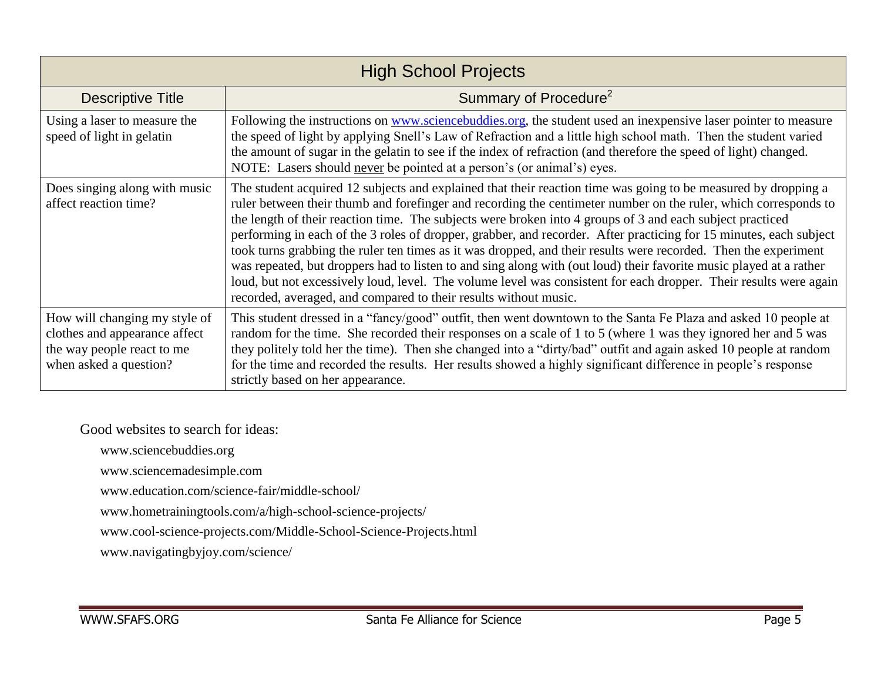| High School Projects | |
|---|---|
| Descriptive Title | Summary of Procedure[2] |
| Using a laser to measure the speed of light in gelatin | Following the instructions on www.sciencebuddies.org, the student used an inexpensive laser pointer to measure the speed of light by applying Snell's Law of Refraction and a little high school math. Then the student varied the amount of sugar in the gelatin to see if the index of refraction (and therefore the speed of light) changed. NOTE: Lasers should never be pointed at a person's (or animal's) eyes. |
| Does singing along with music affect reaction time? | The student acquired 12 subjects and explained that their reaction time was going to be measured by dropping a ruler between their thumb and forefinger and recording the centimeter number on the ruler, which corresponds to the length of their reaction time. The subjects were broken into 4 groups of 3 and each subject practiced performing in each of the 3 roles of dropper, grabber, and recorder. After practicing for 15 minutes, each subject took turns grabbing the ruler ten times as it was dropped, and their results were recorded. Then the experiment was repeated, but droppers had to listen to and sing along with (out loud) their favorite music played at a rather loud, but not excessively loud, level. The volume level was consistent for each dropper. Their results were again recorded, averaged, and compared to their results without music. |
| How will changing my style of clothes and appearance affect the way people react to me when asked a question? | This student dressed in a "fancy/good" outfit, then went downtown to the Santa Fe Plaza and asked 10 people at random for the time. She recorded their responses on a scale of 1 to 5 (where 1 was they ignored her and 5 was they politely told her the time). Then she changed into a "dirty/bad" outfit and again asked 10 people at random for the time and recorded the results. Her results showed a highly significant difference in people's response strictly based on her appearance. |

Good websites to search for ideas:

- www.sciencebuddies.org
- www.sciencemadesimple.com
- www.education.com/science-fair/middle-school/
- www.hometrainingtools.com/a/high-school-science-projects/
- www.cool-science-projects.com/Middle-School-Science-Projects.html
- www.navigatingbyjoy.com/science/